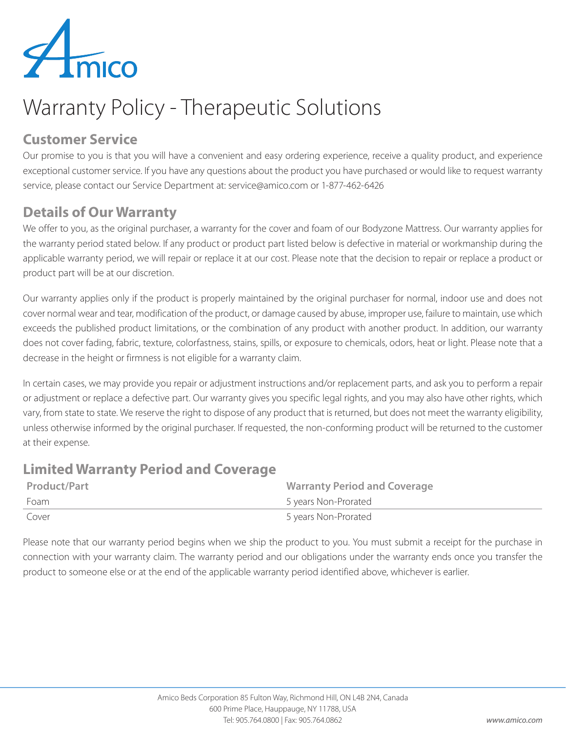Amico

# Warranty Policy - Therapeutic Solutions

## Customer Service

Our promise to you is that you will have a convenient and easy ordering experience, receive a quality product, and experience exceptional customer service. If you have any questions about the product you have purchased or would like to request warranty service, please contact our Service Department at: service@amico.com or 1-877-462-6426

## Details of Our Warranty

We offer to you, as the original purchaser, a warranty for the cover and foam of our Bodyzone Mattress. Our warranty applies for the warranty period stated below. If any product or product part listed below is defective in material or workmanship during the applicable warranty period, we will repair or replace it at our cost. Please note that the decision to repair or replace a product or product part will be at our discretion.

Our warranty applies only if the product is properly maintained by the original purchaser for normal, indoor use and does not cover normal wear and tear, modification of the product, or damage caused by abuse, improper use, failure to maintain, use which exceeds the published product limitations, or the combination of any product with another product. In addition, our warranty does not cover fading, fabric, texture, colorfastness, stains, spills, or exposure to chemicals, odors, heat or light. Please note that a decrease in the height or firmness is not eligible for a warranty claim.

In certain cases, we may provide you repair or adjustment instructions and/or replacement parts, and ask you to perform a repair or adjustment or replace a defective part. Our warranty gives you specific legal rights, and you may also have other rights, which vary, from state to state. We reserve the right to dispose of any product that is returned, but does not meet the warranty eligibility, unless otherwise informed by the original purchaser. If requested, the non-conforming product will be returned to the customer at their expense.

## Limited Warranty Period and Coverage

| Product/Part | Warranty Period and Coverage |
| --- | --- |
| Foam | 5 years Non-Prorated |
| Cover | 5 years Non-Prorated |

Please note that our warranty period begins when we ship the product to you. You must submit a receipt for the purchase in connection with your warranty claim. The warranty period and our obligations under the warranty ends once you transfer the product to someone else or at the end of the applicable warranty period identified above, whichever is earlier.

Amico Beds Corporation 85 Fulton Way, Richmond Hill, ON L4B 2N4, Canada
600 Prime Place, Hauppauge, NY 11788, USA
Tel: 905.764.0800 | Fax: 905.764.0862

*www.amico.com*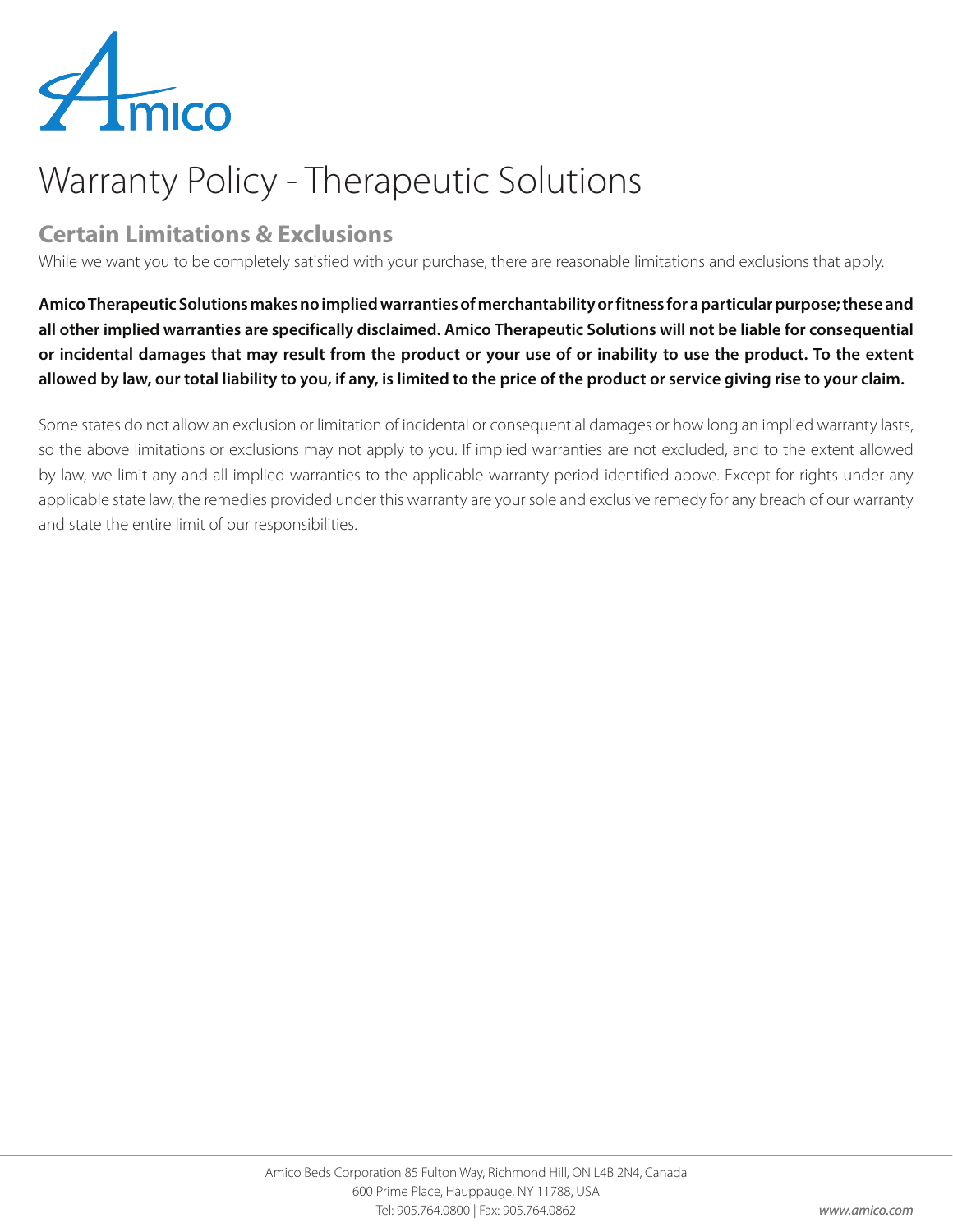# Warranty Policy - Therapeutic Solutions

## Certain Limitations & Exclusions

While we want you to be completely satisfied with your purchase, there are reasonable limitations and exclusions that apply.

**Amico Therapeutic Solutions makes no implied warranties of merchantability or fitness for a particular purpose; these and all other implied warranties are specifically disclaimed. Amico Therapeutic Solutions will not be liable for consequential or incidental damages that may result from the product or your use of or inability to use the product. To the extent allowed by law, our total liability to you, if any, is limited to the price of the product or service giving rise to your claim.**

Some states do not allow an exclusion or limitation of incidental or consequential damages or how long an implied warranty lasts, so the above limitations or exclusions may not apply to you. If implied warranties are not excluded, and to the extent allowed by law, we limit any and all implied warranties to the applicable warranty period identified above. Except for rights under any applicable state law, the remedies provided under this warranty are your sole and exclusive remedy for any breach of our warranty and state the entire limit of our responsibilities.